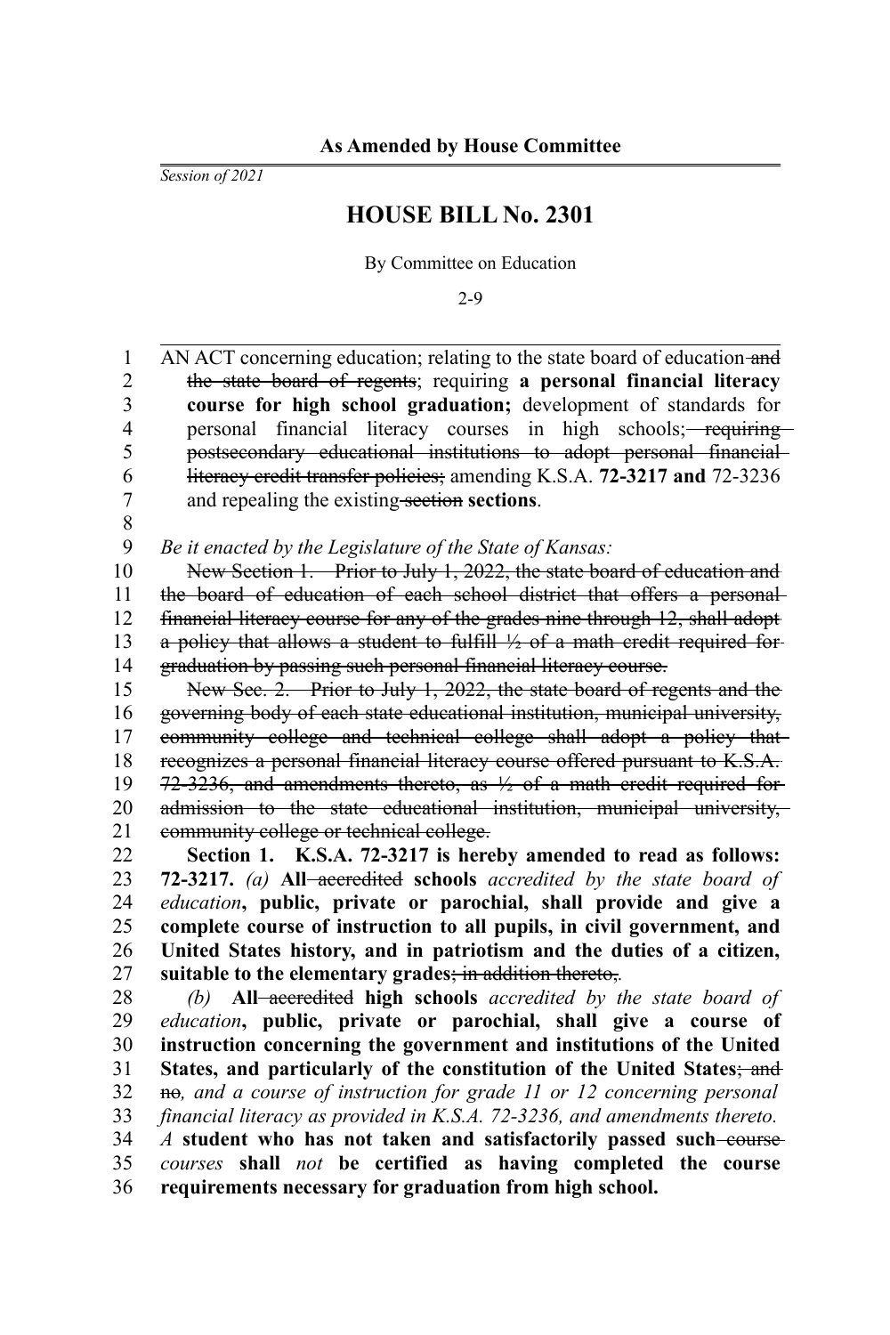**As Amended by House Committee**

*Session of 2021*

# HOUSE BILL No. 2301

By Committee on Education

2-9

AN ACT concerning education; relating to the state board of education ~~and the state board of regents~~; requiring **a personal financial literacy course for high school graduation;** development of standards for personal financial literacy courses in high schools; ~~requiring postsecondary educational institutions to adopt personal financial literacy credit transfer policies;~~ amending K.S.A. **72-3217 and** 72-3236 and repealing the existing ~~section~~ **sections**.

*Be it enacted by the Legislature of the State of Kansas:*

~~New Section 1. Prior to July 1, 2022, the state board of education and the board of education of each school district that offers a personal financial literacy course for any of the grades nine through 12, shall adopt a policy that allows a student to fulfill ½ of a math credit required for graduation by passing such personal financial literacy course.~~

~~New Sec. 2. Prior to July 1, 2022, the state board of regents and the governing body of each state educational institution, municipal university, community college and technical college shall adopt a policy that recognizes a personal financial literacy course offered pursuant to K.S.A. 72-3236, and amendments thereto, as ½ of a math credit required for admission to the state educational institution, municipal university, community college or technical college.~~

**Section 1. K.S.A. 72-3217 is hereby amended to read as follows: 72-3217.** *(a)* **All** ~~accredited~~ **schools** *accredited by the state board of education***, public, private or parochial, shall provide and give a complete course of instruction to all pupils, in civil government, and United States history, and in patriotism and the duties of a citizen, suitable to the elementary grades**~~; in addition thereto,~~**.**

*(b)* **All** ~~accredited~~ **high schools** *accredited by the state board of education***, public, private or parochial, shall give a course of instruction concerning the government and institutions of the United States, and particularly of the constitution of the United States**~~; and no~~*, and a course of instruction for grade 11 or 12 concerning personal financial literacy as provided in K.S.A. 72-3236, and amendments thereto. A* **student who has not taken and satisfactorily passed such** ~~course~~ *courses* **shall** *not* **be certified as having completed the course requirements necessary for graduation from high school.**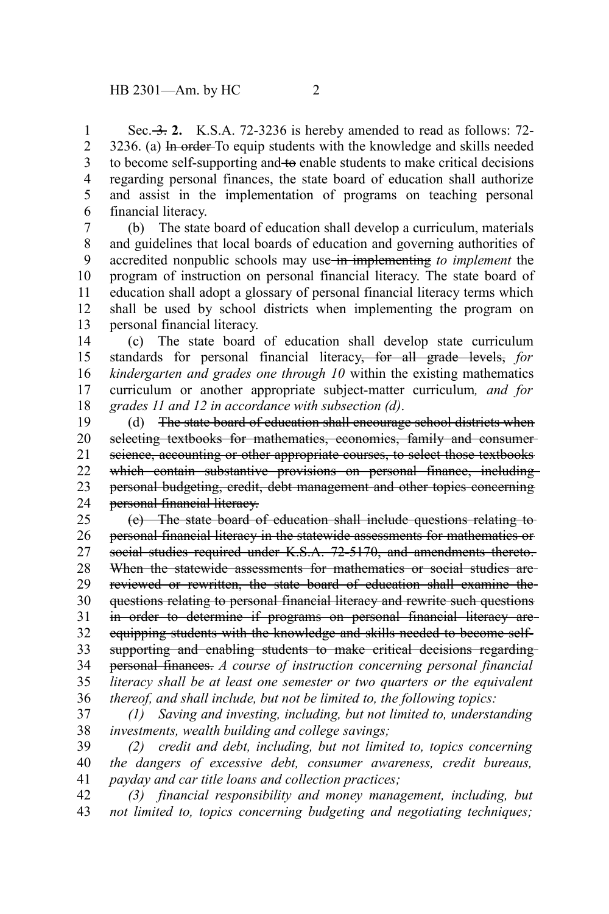Sec. ~~3.~~ **2.** K.S.A. 72-3236 is hereby amended to read as follows: 72-3236. (a) ~~In order~~ To equip students with the knowledge and skills needed to become self-supporting and ~~to~~ enable students to make critical decisions regarding personal finances, the state board of education shall authorize and assist in the implementation of programs on teaching personal financial literacy.

(b) The state board of education shall develop a curriculum, materials and guidelines that local boards of education and governing authorities of accredited nonpublic schools may use ~~in implementing~~ *to implement* the program of instruction on personal financial literacy. The state board of education shall adopt a glossary of personal financial literacy terms which shall be used by school districts when implementing the program on personal financial literacy.

(c) The state board of education shall develop state curriculum standards for personal financial literacy~~, for all grade levels,~~ *for kindergarten and grades one through 10* within the existing mathematics curriculum or another appropriate subject-matter curriculum*, and for grades 11 and 12 in accordance with subsection (d)*.

(d) ~~The state board of education shall encourage school districts when selecting textbooks for mathematics, economics, family and consumer science, accounting or other appropriate courses, to select those textbooks which contain substantive provisions on personal finance, including personal budgeting, credit, debt management and other topics concerning personal financial literacy.~~

~~(e) The state board of education shall include questions relating to personal financial literacy in the statewide assessments for mathematics or social studies required under K.S.A. 72-5170, and amendments thereto. When the statewide assessments for mathematics or social studies are reviewed or rewritten, the state board of education shall examine the questions relating to personal financial literacy and rewrite such questions in order to determine if programs on personal financial literacy are equipping students with the knowledge and skills needed to become self-supporting and enabling students to make critical decisions regarding personal finances.~~ *A course of instruction concerning personal financial literacy shall be at least one semester or two quarters or the equivalent thereof, and shall include, but not be limited to, the following topics:*

*(1) Saving and investing, including, but not limited to, understanding investments, wealth building and college savings;*

*(2) credit and debt, including, but not limited to, topics concerning the dangers of excessive debt, consumer awareness, credit bureaus, payday and car title loans and collection practices;*

*(3) financial responsibility and money management, including, but not limited to, topics concerning budgeting and negotiating techniques;*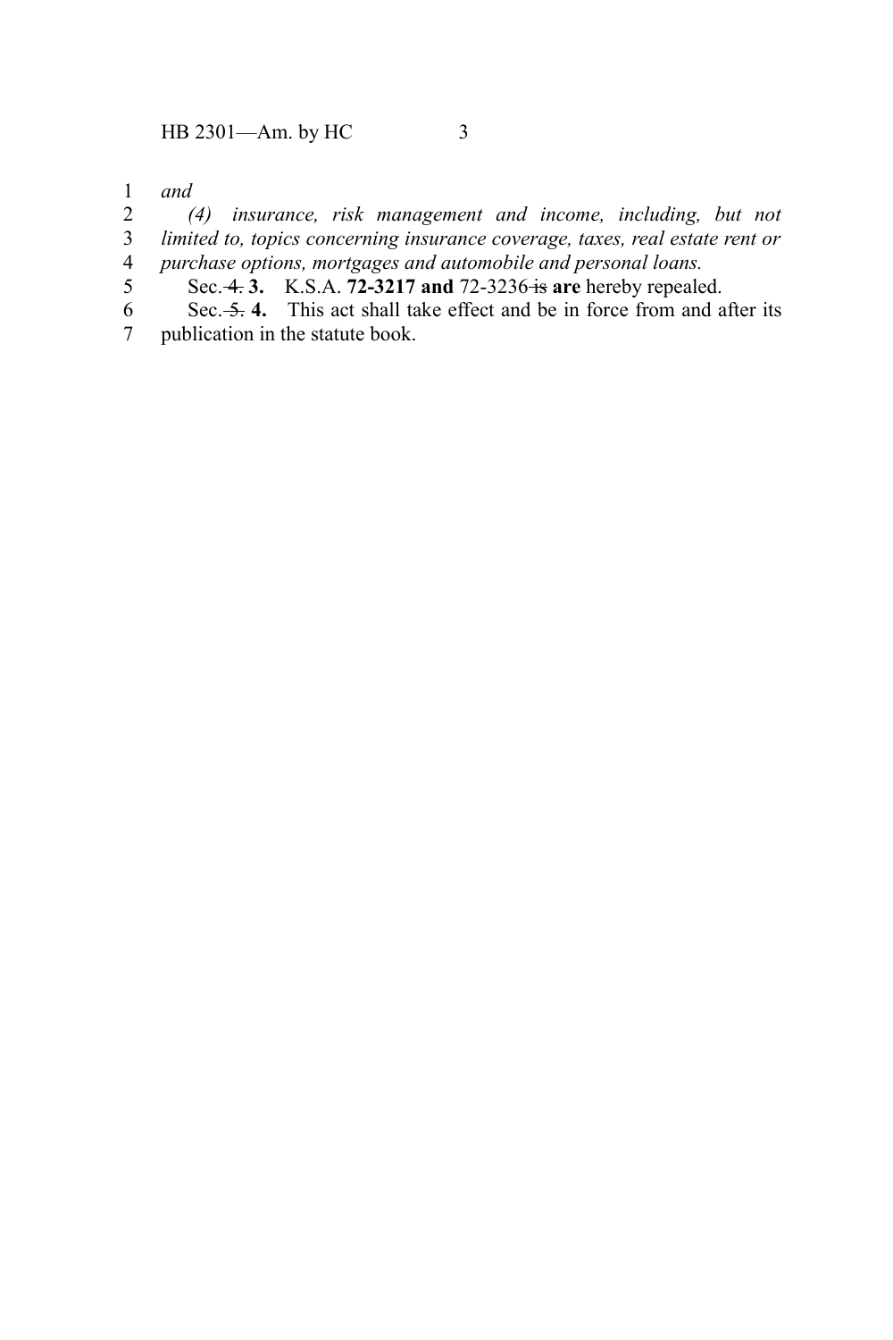*and*

*(4) insurance, risk management and income, including, but not limited to, topics concerning insurance coverage, taxes, real estate rent or purchase options, mortgages and automobile and personal loans.*

Sec. ~~4.~~ **3.** K.S.A. **72-3217 and** 72-3236 ~~is~~ **are** hereby repealed.

Sec. ~~5.~~ **4.** This act shall take effect and be in force from and after its publication in the statute book.